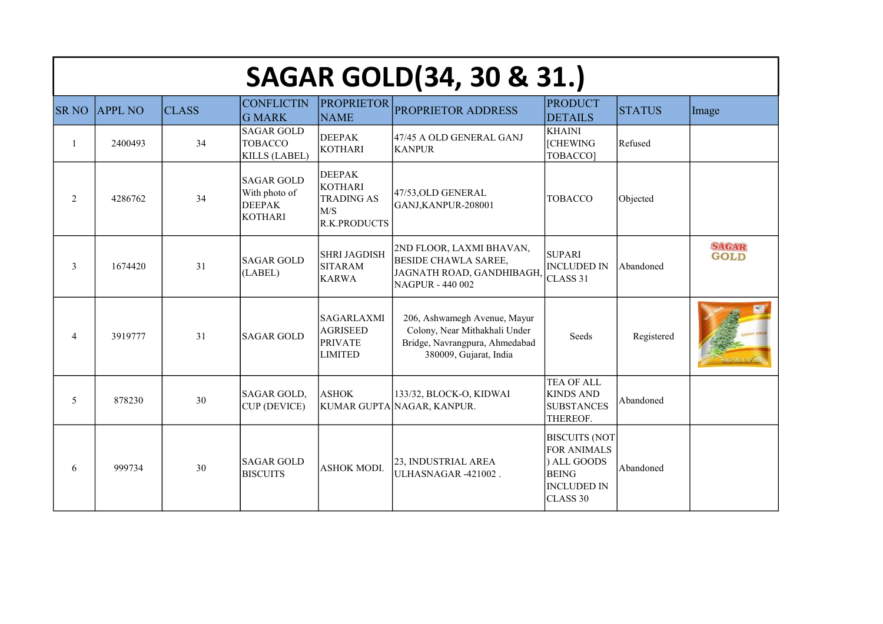# SAGAR GOLD(34, 30 & 31.)

| SR NO | APPL NO | CLASS | CONFLICTING MARK | PROPRIETOR NAME | PROPRIETOR ADDRESS | PRODUCT DETAILS | STATUS | Image |
|---|---|---|---|---|---|---|---|---|
| 1 | 2400493 | 34 | SAGAR GOLD TOBACCO KILLS (LABEL) | DEEPAK KOTHARI | 47/45 A OLD GENERAL GANJ KANPUR | KHAINI [CHEWING TOBACCO] | Refused | |
| 2 | 4286762 | 34 | SAGAR GOLD With photo of DEEPAK KOTHARI | DEEPAK KOTHARI TRADING AS M/S R.K.PRODUCTS | 47/53,OLD GENERAL GANJ,KANPUR-208001 | TOBACCO | Objected | |
| 3 | 1674420 | 31 | SAGAR GOLD (LABEL) | SHRI JAGDISH SITARAM KARWA | 2ND FLOOR, LAXMI BHAVAN, BESIDE CHAWLA SAREE, JAGNATH ROAD, GANDHIBAGH, NAGPUR - 440 002 | SUPARI INCLUDED IN CLASS 31 | Abandoned | SAGAR GOLD |
| 4 | 3919777 | 31 | SAGAR GOLD | SAGARLAXMI AGRISEED PRIVATE LIMITED | 206, Ashwamegh Avenue, Mayur Colony, Near Mithakhali Under Bridge, Navrangpura, Ahmedabad 380009, Gujarat, India | Seeds | Registered | |
| 5 | 878230 | 30 | SAGAR GOLD, CUP (DEVICE) | ASHOK KUMAR GUPTA | 133/32, BLOCK-O, KIDWAI NAGAR, KANPUR. | TEA OF ALL KINDS AND SUBSTANCES THEREOF. | Abandoned | |
| 6 | 999734 | 30 | SAGAR GOLD BISCUITS | ASHOK MODI. | 23, INDUSTRIAL AREA ULHASNAGAR -421002 . | BISCUITS (NOT FOR ANIMALS ) ALL GOODS BEING INCLUDED IN CLASS 30 | Abandoned | |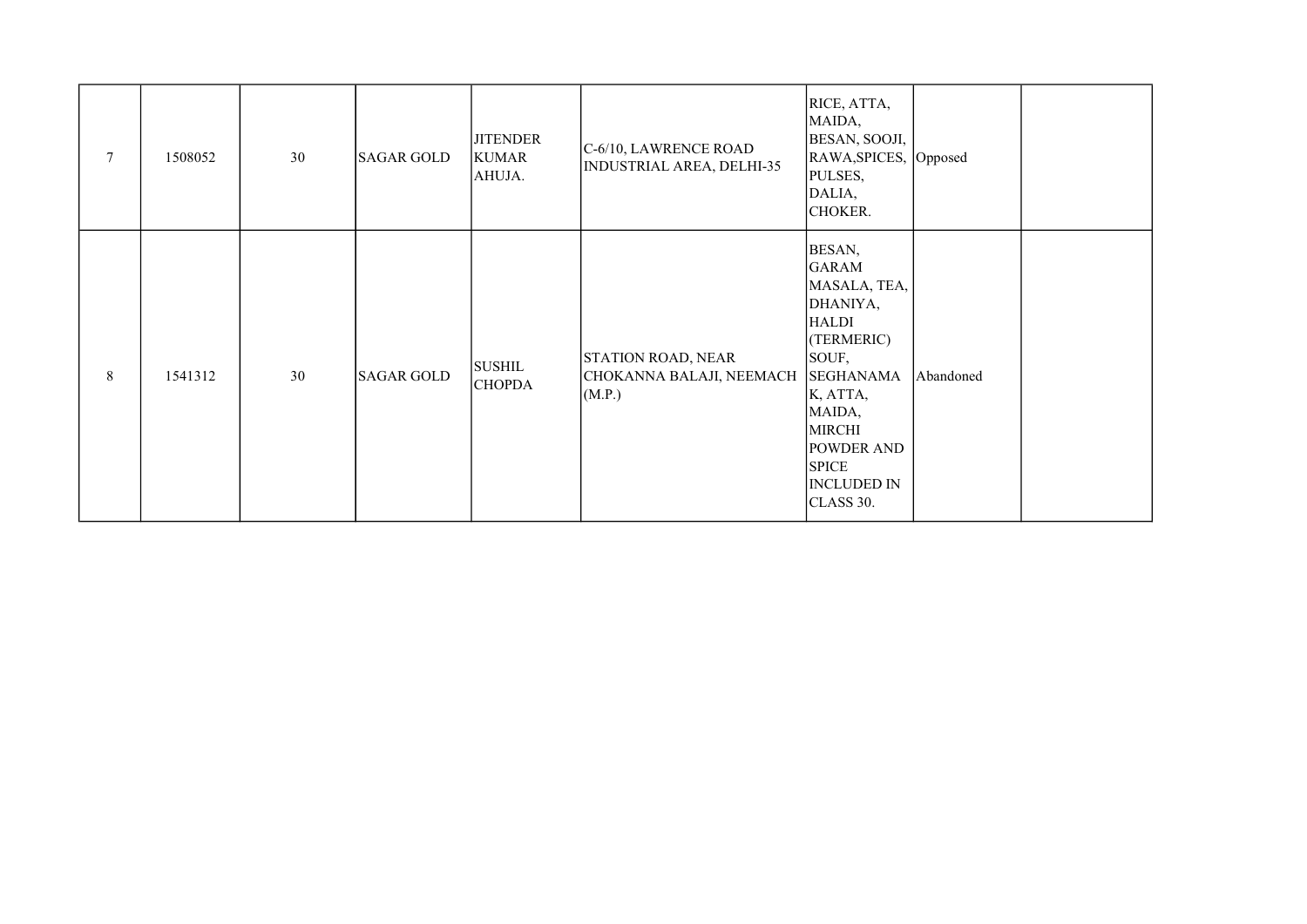| | | | | | | | | |
|---|---|---|---|---|---|---|---|---|
| 7 | 1508052 | 30 | SAGAR GOLD | JITENDER KUMAR AHUJA. | C-6/10, LAWRENCE ROAD INDUSTRIAL AREA, DELHI-35 | RICE, ATTA, MAIDA, BESAN, SOOJI, RAWA,SPICES, PULSES, DALIA, CHOKER. | Opposed | |
| 8 | 1541312 | 30 | SAGAR GOLD | SUSHIL CHOPDA | STATION ROAD, NEAR CHOKANNA BALAJI, NEEMACH (M.P.) | BESAN, GARAM MASALA, TEA, DHANIYA, HALDI (TERMERIC) SOUF, SEGHANAMAK, ATTA, MAIDA, MIRCHI POWDER AND SPICE INCLUDED IN CLASS 30. | Abandoned | |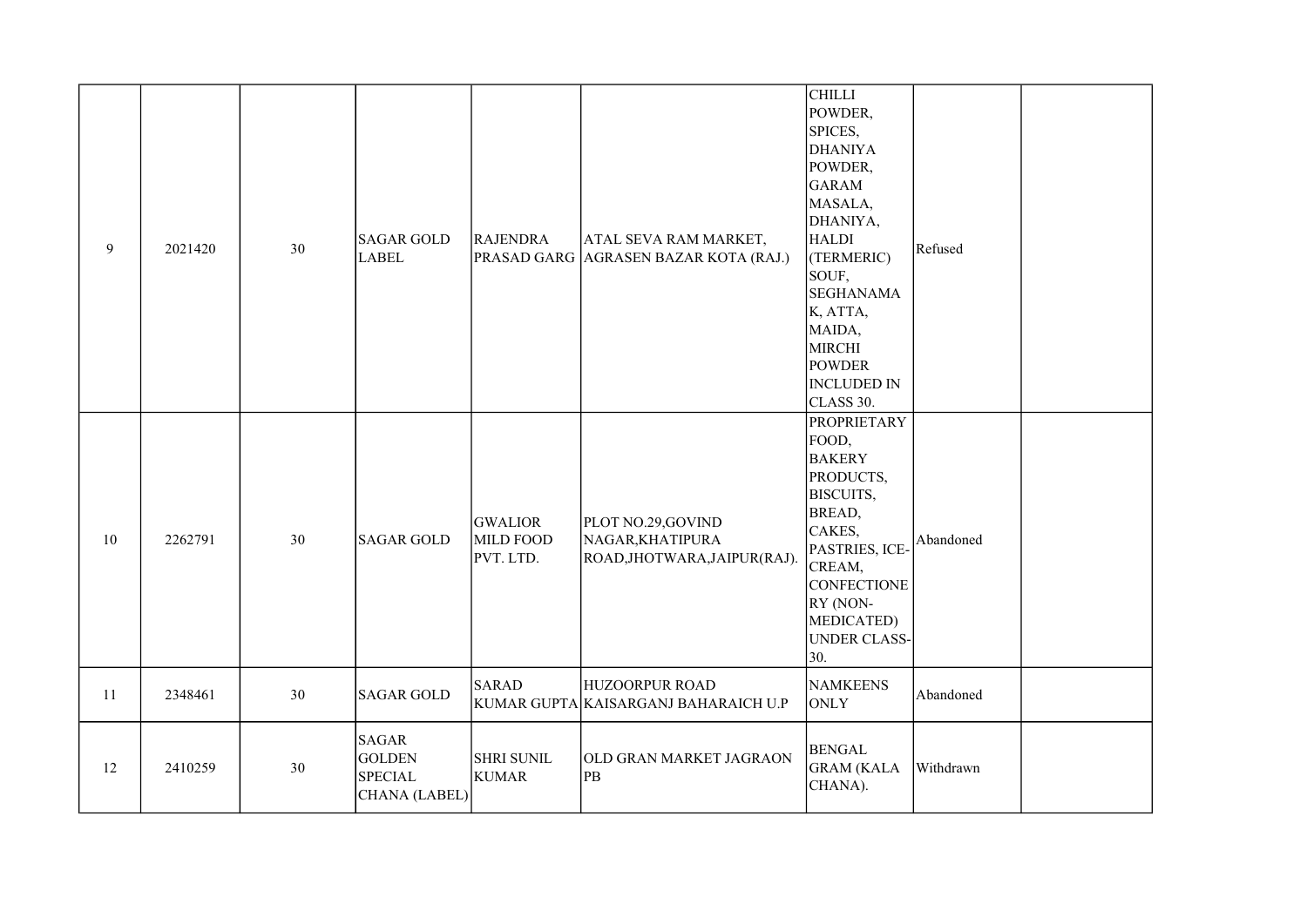| | | | | | | | | |
|---|---|---|---|---|---|---|---|---|
| 9 | 2021420 | 30 | SAGAR GOLD LABEL | RAJENDRA PRASAD GARG | ATAL SEVA RAM MARKET, AGRASEN BAZAR KOTA (RAJ.) | CHILLI POWDER, SPICES, DHANIYA POWDER, GARAM MASALA, DHANIYA, HALDI (TERMERIC) SOUF, SEGHANAMAK, ATTA, MAIDA, MIRCHI POWDER INCLUDED IN CLASS 30. | Refused | |
| 10 | 2262791 | 30 | SAGAR GOLD | GWALIOR MILD FOOD PVT. LTD. | PLOT NO.29,GOVIND NAGAR,KHATIPURA ROAD,JHOTWARA,JAIPUR(RAJ). | PROPRIETARY FOOD, BAKERY PRODUCTS, BISCUITS, BREAD, CAKES, PASTRIES, ICE-CREAM, CONFECTIONERY (NON-MEDICATED) UNDER CLASS-30. | Abandoned | |
| 11 | 2348461 | 30 | SAGAR GOLD | SARAD KUMAR GUPTA | HUZOORPUR ROAD KAISARGANJ BAHARAICH U.P | NAMKEENS ONLY | Abandoned | |
| 12 | 2410259 | 30 | SAGAR GOLDEN SPECIAL CHANA (LABEL) | SHRI SUNIL KUMAR | OLD GRAN MARKET JAGRAON PB | BENGAL GRAM (KALA CHANA). | Withdrawn | |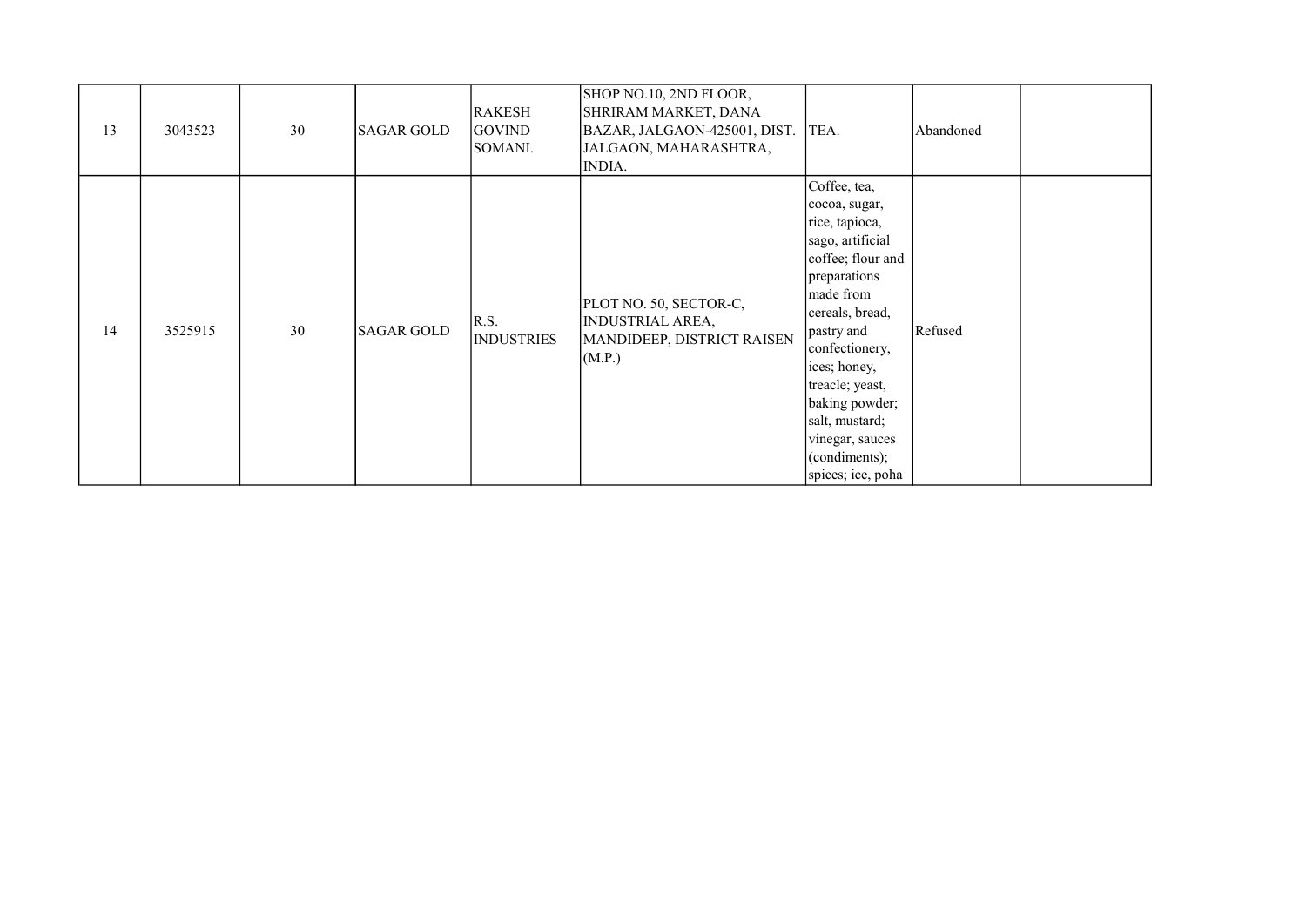| | | | | | | | | |
|---|---|---|---|---|---|---|---|---|
| 13 | 3043523 | 30 | SAGAR GOLD | RAKESH GOVIND SOMANI. | SHOP NO.10, 2ND FLOOR, SHRIRAM MARKET, DANA BAZAR, JALGAON-425001, DIST. JALGAON, MAHARASHTRA, INDIA. | TEA. | Abandoned | |
| 14 | 3525915 | 30 | SAGAR GOLD | R.S. INDUSTRIES | PLOT NO. 50, SECTOR-C, INDUSTRIAL AREA, MANDIDEEP, DISTRICT RAISEN (M.P.) | Coffee, tea, cocoa, sugar, rice, tapioca, sago, artificial coffee; flour and preparations made from cereals, bread, pastry and confectionery, ices; honey, treacle; yeast, baking powder; salt, mustard; vinegar, sauces (condiments); spices; ice, poha | Refused | |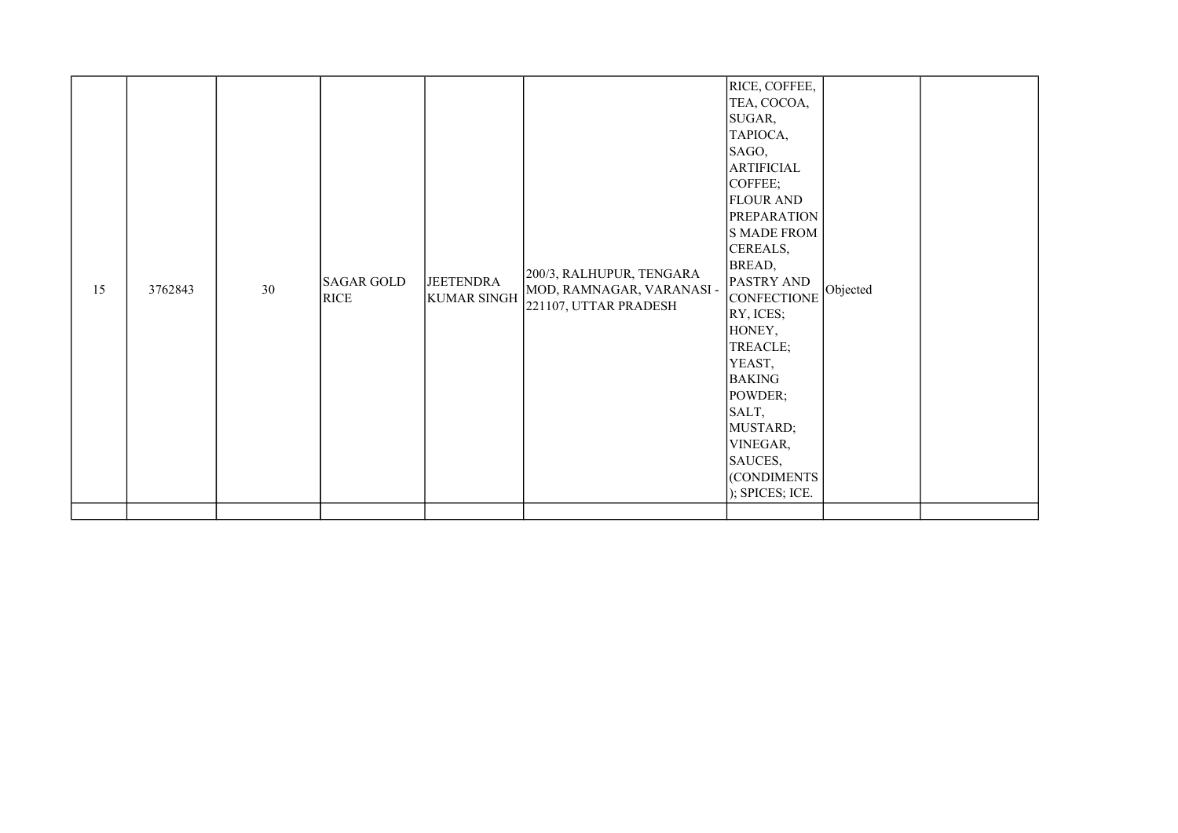| | | | | | | | | |
|---|---|---|---|---|---|---|---|---|
| 15 | 3762843 | 30 | SAGAR GOLD RICE | JEETENDRA KUMAR SINGH | 200/3, RALHUPUR, TENGARA MOD, RAMNAGAR, VARANASI - 221107, UTTAR PRADESH | RICE, COFFEE, TEA, COCOA, SUGAR, TAPIOCA, SAGO, ARTIFICIAL COFFEE; FLOUR AND PREPARATIONS MADE FROM CEREALS, BREAD, PASTRY AND CONFECTIONERY, ICES; HONEY, TREACLE; YEAST, BAKING POWDER; SALT, MUSTARD; VINEGAR, SAUCES, (CONDIMENTS); SPICES; ICE. | Objected | |
| | | | | | | | | |